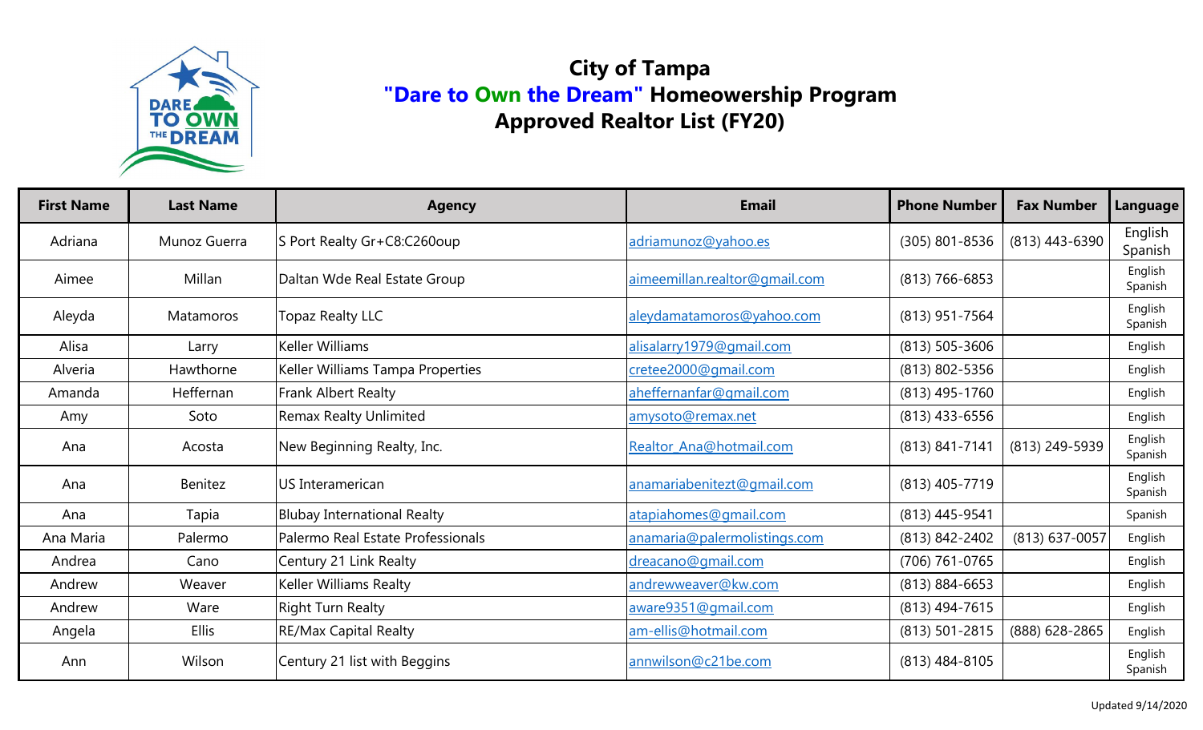# City of Tampa
## "Dare to Own the Dream" Homeowership Program
## Approved Realtor List (FY20)

| First Name | Last Name | Agency | Email | Phone Number | Fax Number | Language |
|---|---|---|---|---|---|---|
| Adriana | Munoz Guerra | S Port Realty Gr+C8:C260oup | adriamunoz@yahoo.es | (305) 801-8536 | (813) 443-6390 | English Spanish |
| Aimee | Millan | Daltan Wde Real Estate Group | aimeemillan.realtor@gmail.com | (813) 766-6853 | | English Spanish |
| Aleyda | Matamoros | Topaz Realty LLC | aleydamatamoros@yahoo.com | (813) 951-7564 | | English Spanish |
| Alisa | Larry | Keller Williams | alisalarry1979@gmail.com | (813) 505-3606 | | English |
| Alveria | Hawthorne | Keller Williams Tampa Properties | cretee2000@gmail.com | (813) 802-5356 | | English |
| Amanda | Heffernan | Frank Albert Realty | aheffernanfar@gmail.com | (813) 495-1760 | | English |
| Amy | Soto | Remax Realty Unlimited | amysoto@remax.net | (813) 433-6556 | | English |
| Ana | Acosta | New Beginning Realty, Inc. | Realtor_Ana@hotmail.com | (813) 841-7141 | (813) 249-5939 | English Spanish |
| Ana | Benitez | US Interamerican | anamariabenitezt@gmail.com | (813) 405-7719 | | English Spanish |
| Ana | Tapia | Blubay International Realty | atapiahomes@gmail.com | (813) 445-9541 | | Spanish |
| Ana Maria | Palermo | Palermo Real Estate Professionals | anamaria@palermolistings.com | (813) 842-2402 | (813) 637-0057 | English |
| Andrea | Cano | Century 21 Link Realty | dreacano@gmail.com | (706) 761-0765 | | English |
| Andrew | Weaver | Keller Williams Realty | andrewweaver@kw.com | (813) 884-6653 | | English |
| Andrew | Ware | Right Turn Realty | aware9351@gmail.com | (813) 494-7615 | | English |
| Angela | Ellis | RE/Max Capital Realty | am-ellis@hotmail.com | (813) 501-2815 | (888) 628-2865 | English |
| Ann | Wilson | Century 21 list with Beggins | annwilson@c21be.com | (813) 484-8105 | | English Spanish |

Updated 9/14/2020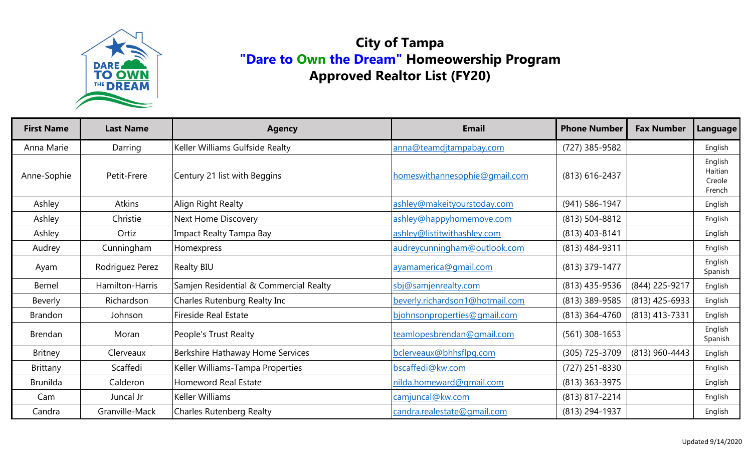# City of Tampa
## "Dare to Own the Dream" Homeowership Program
## Approved Realtor List (FY20)

| First Name | Last Name | Agency | Email | Phone Number | Fax Number | Language |
|---|---|---|---|---|---|---|
| Anna Marie | Darring | Keller Williams Gulfside Realty | anna@teamdjtampabay.com | (727) 385-9582 | | English |
| Anne-Sophie | Petit-Frere | Century 21 list with Beggins | homeswithannesophie@gmail.com | (813) 616-2437 | | English Haitian Creole French |
| Ashley | Atkins | Align Right Realty | ashley@makeityourstoday.com | (941) 586-1947 | | English |
| Ashley | Christie | Next Home Discovery | ashley@happyhomemove.com | (813) 504-8812 | | English |
| Ashley | Ortiz | Impact Realty Tampa Bay | ashley@listitwithashley.com | (813) 403-8141 | | English |
| Audrey | Cunningham | Homexpress | audreycunningham@outlook.com | (813) 484-9311 | | English |
| Ayam | Rodriguez Perez | Realty BIU | ayamamerica@gmail.com | (813) 379-1477 | | English Spanish |
| Bernel | Hamilton-Harris | Samjen Residential & Commercial Realty | sbj@samjenrealty.com | (813) 435-9536 | (844) 225-9217 | English |
| Beverly | Richardson | Charles Rutenburg Realty Inc | beverly.richardson1@hotmail.com | (813) 389-9585 | (813) 425-6933 | English |
| Brandon | Johnson | Fireside Real Estate | bjohnsonproperties@gmail.com | (813) 364-4760 | (813) 413-7331 | English |
| Brendan | Moran | People's Trust Realty | teamlopesbrendan@gmail.com | (561) 308-1653 | | English Spanish |
| Britney | Clerveaux | Berkshire Hathaway Home Services | bclerveaux@bhhsflpg.com | (305) 725-3709 | (813) 960-4443 | English |
| Brittany | Scaffedi | Keller Williams-Tampa Properties | bscaffedi@kw.com | (727) 251-8330 | | English |
| Brunilda | Calderon | Homeword Real Estate | nilda.homeward@gmail.com | (813) 363-3975 | | English |
| Cam | Juncal Jr | Keller Williams | camjuncal@kw.com | (813) 817-2214 | | English |
| Candra | Granville-Mack | Charles Rutenberg Realty | candra.realestate@gmail.com | (813) 294-1937 | | English |

Updated 9/14/2020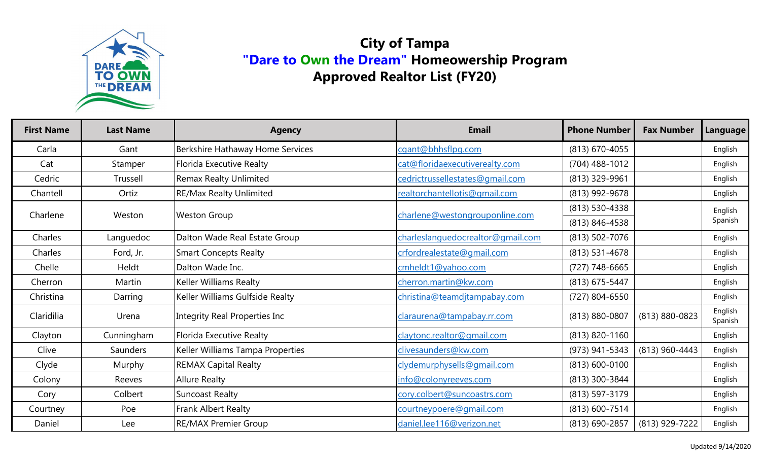# City of Tampa
## "Dare to Own the Dream" Homeowership Program
## Approved Realtor List (FY20)

| First Name | Last Name | Agency | Email | Phone Number | Fax Number | Language |
|---|---|---|---|---|---|---|
| Carla | Gant | Berkshire Hathaway Home Services | cgant@bhhsflpg.com | (813) 670-4055 | | English |
| Cat | Stamper | Florida Executive Realty | cat@floridaexecutiverealty.com | (704) 488-1012 | | English |
| Cedric | Trussell | Remax Realty Unlimited | cedrictrussellestates@gmail.com | (813) 329-9961 | | English |
| Chantell | Ortiz | RE/Max Realty Unlimited | realtorchantellotis@gmail.com | (813) 992-9678 | | English |
| Charlene | Weston | Weston Group | charlene@westongrouponline.com | (813) 530-4338<br>(813) 846-4538 | | English<br>Spanish |
| Charles | Languedoc | Dalton Wade Real Estate Group | charleslanguedocrealtor@gmail.com | (813) 502-7076 | | English |
| Charles | Ford, Jr. | Smart Concepts Realty | crfordrealestate@gmail.com | (813) 531-4678 | | English |
| Chelle | Heldt | Dalton Wade Inc. | cmheldt1@yahoo.com | (727) 748-6665 | | English |
| Cherron | Martin | Keller Williams Realty | cherron.martin@kw.com | (813) 675-5447 | | English |
| Christina | Darring | Keller Williams Gulfside Realty | christina@teamdjtampabay.com | (727) 804-6550 | | English |
| Claridilia | Urena | Integrity Real Properties Inc | claraurena@tampabay.rr.com | (813) 880-0807 | (813) 880-0823 | English<br>Spanish |
| Clayton | Cunningham | Florida Executive Realty | claytonc.realtor@gmail.com | (813) 820-1160 | | English |
| Clive | Saunders | Keller Williams Tampa Properties | clivesaunders@kw.com | (973) 941-5343 | (813) 960-4443 | English |
| Clyde | Murphy | REMAX Capital Realty | clydemurphysells@gmail.com | (813) 600-0100 | | English |
| Colony | Reeves | Allure Realty | info@colonyreeves.com | (813) 300-3844 | | English |
| Cory | Colbert | Suncoast Realty | cory.colbert@suncoastrs.com | (813) 597-3179 | | English |
| Courtney | Poe | Frank Albert Realty | courtneypoere@gmail.com | (813) 600-7514 | | English |
| Daniel | Lee | RE/MAX Premier Group | daniel.lee116@verizon.net | (813) 690-2857 | (813) 929-7222 | English |

Updated 9/14/2020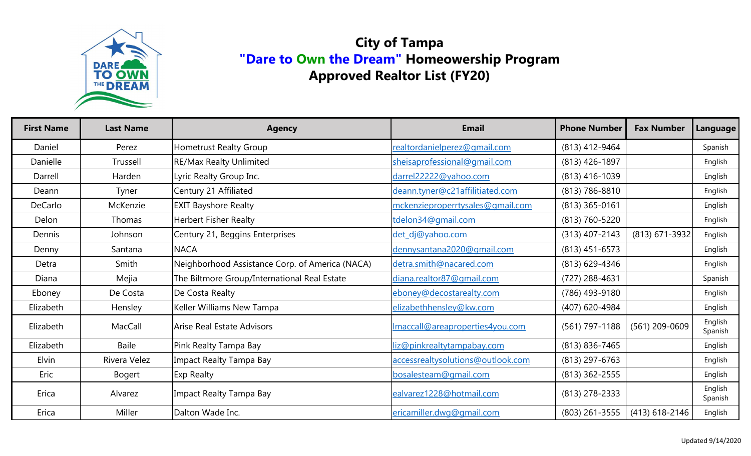# City of Tampa
## "Dare to Own the Dream" Homeowership Program
## Approved Realtor List (FY20)

| First Name | Last Name | Agency | Email | Phone Number | Fax Number | Language |
|---|---|---|---|---|---|---|
| Daniel | Perez | Hometrust Realty Group | realtordanielperez@gmail.com | (813) 412-9464 | | Spanish |
| Danielle | Trussell | RE/Max Realty Unlimited | sheisaprofessional@gmail.com | (813) 426-1897 | | English |
| Darrell | Harden | Lyric Realty Group Inc. | darrel22222@yahoo.com | (813) 416-1039 | | English |
| Deann | Tyner | Century 21 Affiliated | deann.tyner@c21affilitiated.com | (813) 786-8810 | | English |
| DeCarlo | McKenzie | EXIT Bayshore Realty | mckenzieproperrtysales@gmail.com | (813) 365-0161 | | English |
| Delon | Thomas | Herbert Fisher Realty | tdelon34@gmail.com | (813) 760-5220 | | English |
| Dennis | Johnson | Century 21, Beggins Enterprises | det_dj@yahoo.com | (313) 407-2143 | (813) 671-3932 | English |
| Denny | Santana | NACA | dennysantana2020@gmail.com | (813) 451-6573 | | English |
| Detra | Smith | Neighborhood Assistance Corp. of America (NACA) | detra.smith@nacared.com | (813) 629-4346 | | English |
| Diana | Mejia | The Biltmore Group/International Real Estate | diana.realtor87@gmail.com | (727) 288-4631 | | Spanish |
| Eboney | De Costa | De Costa Realty | eboney@decostarealty.com | (786) 493-9180 | | English |
| Elizabeth | Hensley | Keller Williams New Tampa | elizabethhensley@kw.com | (407) 620-4984 | | English |
| Elizabeth | MacCall | Arise Real Estate Advisors | lmaccall@areaproperties4you.com | (561) 797-1188 | (561) 209-0609 | English Spanish |
| Elizabeth | Baile | Pink Realty Tampa Bay | liz@pinkrealtytampabay.com | (813) 836-7465 | | English |
| Elvin | Rivera Velez | Impact Realty Tampa Bay | accessrealtysolutions@outlook.com | (813) 297-6763 | | English |
| Eric | Bogert | Exp Realty | bosalesteam@gmail.com | (813) 362-2555 | | English |
| Erica | Alvarez | Impact Realty Tampa Bay | ealvarez1228@hotmail.com | (813) 278-2333 | | English Spanish |
| Erica | Miller | Dalton Wade Inc. | ericamiller.dwg@gmail.com | (803) 261-3555 | (413) 618-2146 | English |

Updated 9/14/2020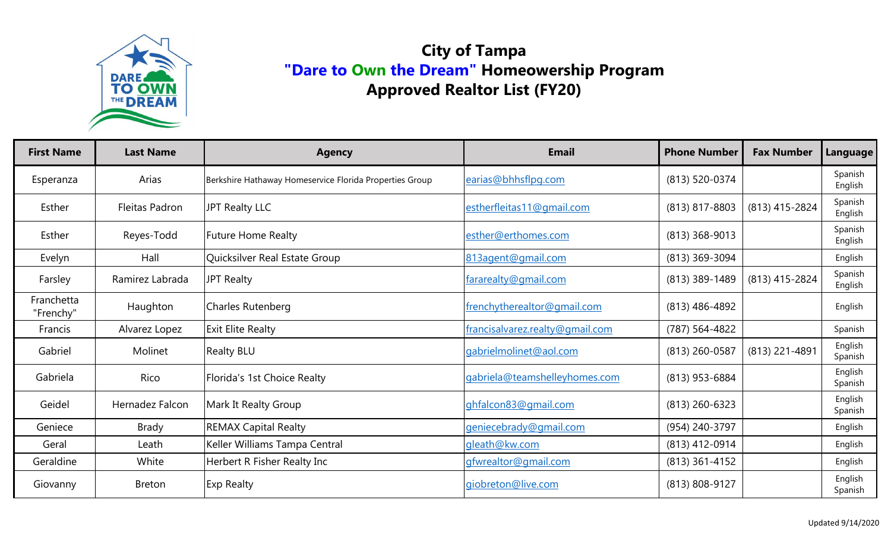# City of Tampa
## "Dare to Own the Dream" Homeowership Program
## Approved Realtor List (FY20)

| First Name | Last Name | Agency | Email | Phone Number | Fax Number | Language |
|---|---|---|---|---|---|---|
| Esperanza | Arias | Berkshire Hathaway Homeservice Florida Properties Group | earias@bhhsflpg.com | (813) 520-0374 | | Spanish English |
| Esther | Fleitas Padron | JPT Realty LLC | estherfleitas11@gmail.com | (813) 817-8803 | (813) 415-2824 | Spanish English |
| Esther | Reyes-Todd | Future Home Realty | esther@erthomes.com | (813) 368-9013 | | Spanish English |
| Evelyn | Hall | Quicksilver Real Estate Group | 813agent@gmail.com | (813) 369-3094 | | English |
| Farsley | Ramirez Labrada | JPT Realty | fararealty@gmail.com | (813) 389-1489 | (813) 415-2824 | Spanish English |
| Franchetta "Frenchy" | Haughton | Charles Rutenberg | frenchytherealtor@gmail.com | (813) 486-4892 | | English |
| Francis | Alvarez Lopez | Exit Elite Realty | francisalvarez.realty@gmail.com | (787) 564-4822 | | Spanish |
| Gabriel | Molinet | Realty BLU | gabrielmolinet@aol.com | (813) 260-0587 | (813) 221-4891 | English Spanish |
| Gabriela | Rico | Florida's 1st Choice Realty | gabriela@teamshelleyhomes.com | (813) 953-6884 | | English Spanish |
| Geidel | Hernadez Falcon | Mark It Realty Group | ghfalcon83@gmail.com | (813) 260-6323 | | English Spanish |
| Geniece | Brady | REMAX Capital Realty | geniecebrady@gmail.com | (954) 240-3797 | | English |
| Geral | Leath | Keller Williams Tampa Central | gleath@kw.com | (813) 412-0914 | | English |
| Geraldine | White | Herbert R Fisher Realty Inc | gfwrealtor@gmail.com | (813) 361-4152 | | English |
| Giovanny | Breton | Exp Realty | giobreton@live.com | (813) 808-9127 | | English Spanish |

Updated 9/14/2020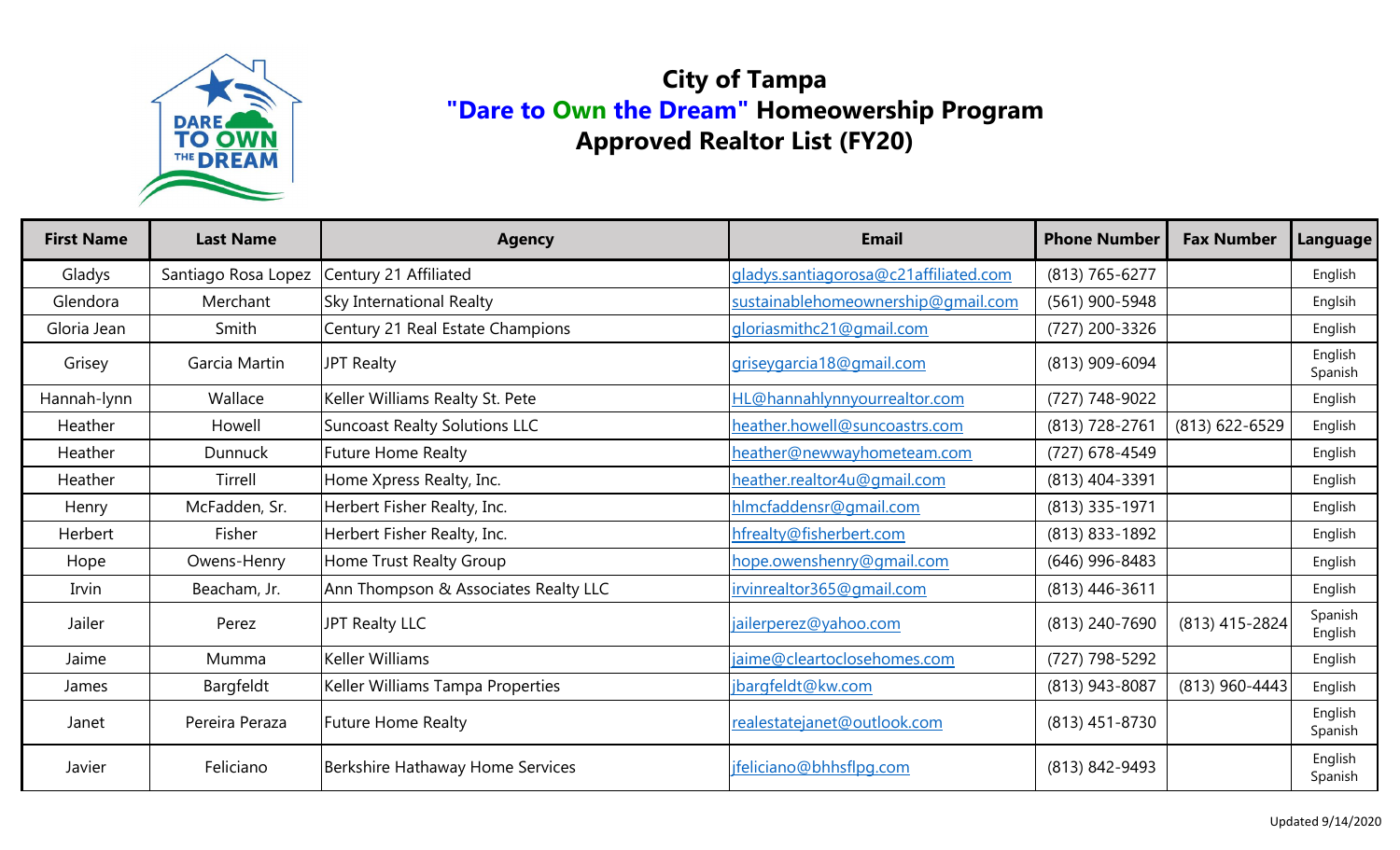# City of Tampa
## "Dare to Own the Dream" Homeowership Program
## Approved Realtor List (FY20)

| First Name | Last Name | Agency | Email | Phone Number | Fax Number | Language |
|---|---|---|---|---|---|---|
| Gladys | Santiago Rosa Lopez | Century 21 Affiliated | gladys.santiagorosa@c21affiliated.com | (813) 765-6277 | | English |
| Glendora | Merchant | Sky International Realty | sustainablehomeownership@gmail.com | (561) 900-5948 | | Englsih |
| Gloria Jean | Smith | Century 21 Real Estate Champions | gloriasmithc21@gmail.com | (727) 200-3326 | | English |
| Grisey | Garcia Martin | JPT Realty | griseygarcia18@gmail.com | (813) 909-6094 | | English Spanish |
| Hannah-lynn | Wallace | Keller Williams Realty St. Pete | HL@hannahlynnyourrealtor.com | (727) 748-9022 | | English |
| Heather | Howell | Suncoast Realty Solutions LLC | heather.howell@suncoastrs.com | (813) 728-2761 | (813) 622-6529 | English |
| Heather | Dunnuck | Future Home Realty | heather@newwayhometeam.com | (727) 678-4549 | | English |
| Heather | Tirrell | Home Xpress Realty, Inc. | heather.realtor4u@gmail.com | (813) 404-3391 | | English |
| Henry | McFadden, Sr. | Herbert Fisher Realty, Inc. | hlmcfaddensr@gmail.com | (813) 335-1971 | | English |
| Herbert | Fisher | Herbert Fisher Realty, Inc. | hfrealty@fisherbert.com | (813) 833-1892 | | English |
| Hope | Owens-Henry | Home Trust Realty Group | hope.owenshenry@gmail.com | (646) 996-8483 | | English |
| Irvin | Beacham, Jr. | Ann Thompson & Associates Realty LLC | irvinrealtor365@gmail.com | (813) 446-3611 | | English |
| Jailer | Perez | JPT Realty LLC | jailerperez@yahoo.com | (813) 240-7690 | (813) 415-2824 | Spanish English |
| Jaime | Mumma | Keller Williams | jaime@cleartoclosehomes.com | (727) 798-5292 | | English |
| James | Bargfeldt | Keller Williams Tampa Properties | jbargfeldt@kw.com | (813) 943-8087 | (813) 960-4443 | English |
| Janet | Pereira Peraza | Future Home Realty | realestatejanet@outlook.com | (813) 451-8730 | | English Spanish |
| Javier | Feliciano | Berkshire Hathaway Home Services | jfeliciano@bhhsflpg.com | (813) 842-9493 | | English Spanish |

Updated 9/14/2020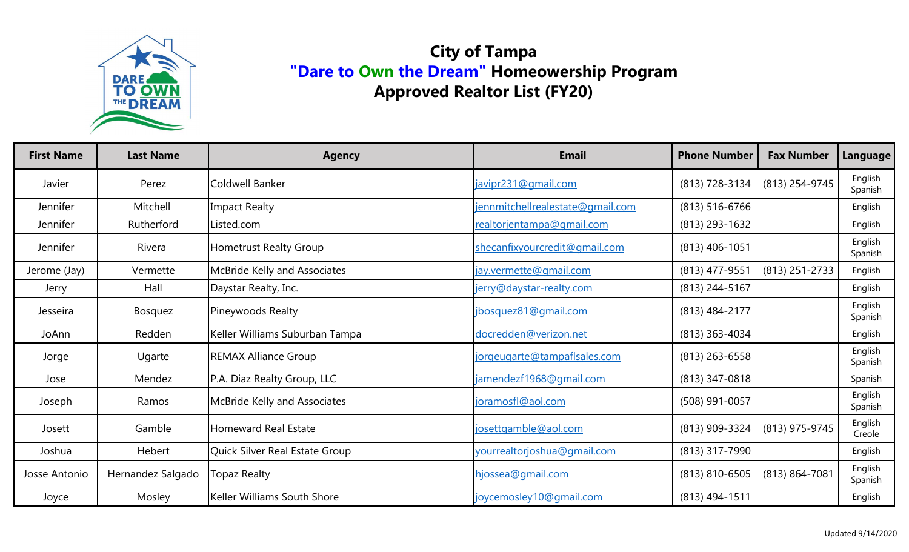# City of Tampa
## "Dare to Own the Dream" Homeowership Program
## Approved Realtor List (FY20)

| First Name | Last Name | Agency | Email | Phone Number | Fax Number | Language |
|---|---|---|---|---|---|---|
| Javier | Perez | Coldwell Banker | javipr231@gmail.com | (813) 728-3134 | (813) 254-9745 | English Spanish |
| Jennifer | Mitchell | Impact Realty | jennmitchellrealestate@gmail.com | (813) 516-6766 | | English |
| Jennifer | Rutherford | Listed.com | realtorjentampa@gmail.com | (813) 293-1632 | | English |
| Jennifer | Rivera | Hometrust Realty Group | shecanfixyourcredit@gmail.com | (813) 406-1051 | | English Spanish |
| Jerome (Jay) | Vermette | McBride Kelly and Associates | jay.vermette@gmail.com | (813) 477-9551 | (813) 251-2733 | English |
| Jerry | Hall | Daystar Realty, Inc. | jerry@daystar-realty.com | (813) 244-5167 | | English |
| Jesseira | Bosquez | Pineywoods Realty | jbosquez81@gmail.com | (813) 484-2177 | | English Spanish |
| JoAnn | Redden | Keller Williams Suburban Tampa | docredden@verizon.net | (813) 363-4034 | | English |
| Jorge | Ugarte | REMAX Alliance Group | jorgeugarte@tampaflsales.com | (813) 263-6558 | | English Spanish |
| Jose | Mendez | P.A. Diaz Realty Group, LLC | jamendezf1968@gmail.com | (813) 347-0818 | | Spanish |
| Joseph | Ramos | McBride Kelly and Associates | joramosfl@aol.com | (508) 991-0057 | | English Spanish |
| Josett | Gamble | Homeward Real Estate | josettgamble@aol.com | (813) 909-3324 | (813) 975-9745 | English Creole |
| Joshua | Hebert | Quick Silver Real Estate Group | yourrealtorjoshua@gmail.com | (813) 317-7990 | | English |
| Josse Antonio | Hernandez Salgado | Topaz Realty | hjossea@gmail.com | (813) 810-6505 | (813) 864-7081 | English Spanish |
| Joyce | Mosley | Keller Williams South Shore | joycemosley10@gmail.com | (813) 494-1511 | | English |

Updated 9/14/2020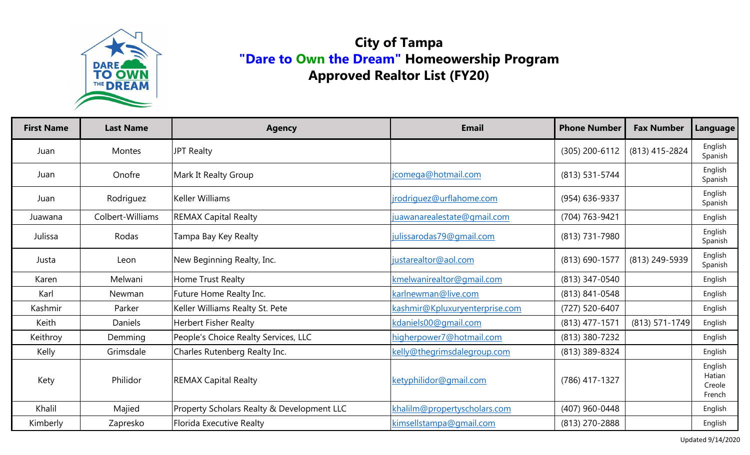# City of Tampa
## "Dare to Own the Dream" Homeowership Program
## Approved Realtor List (FY20)

| First Name | Last Name | Agency | Email | Phone Number | Fax Number | Language |
|---|---|---|---|---|---|---|
| Juan | Montes | JPT Realty | | (305) 200-6112 | (813) 415-2824 | English Spanish |
| Juan | Onofre | Mark It Realty Group | jcomega@hotmail.com | (813) 531-5744 | | English Spanish |
| Juan | Rodriguez | Keller Williams | jrodriguez@urflahome.com | (954) 636-9337 | | English Spanish |
| Juawana | Colbert-Williams | REMAX Capital Realty | juawanarealestate@gmail.com | (704) 763-9421 | | English |
| Julissa | Rodas | Tampa Bay Key Realty | julissarodas79@gmail.com | (813) 731-7980 | | English Spanish |
| Justa | Leon | New Beginning Realty, Inc. | justarealtor@aol.com | (813) 690-1577 | (813) 249-5939 | English Spanish |
| Karen | Melwani | Home Trust Realty | kmelwanirealtor@gmail.com | (813) 347-0540 | | English |
| Karl | Newman | Future Home Realty Inc. | karlnewman@live.com | (813) 841-0548 | | English |
| Kashmir | Parker | Keller Williams Realty St. Pete | kashmir@Kpluxuryenterprise.com | (727) 520-6407 | | English |
| Keith | Daniels | Herbert Fisher Realty | kdaniels00@gmail.com | (813) 477-1571 | (813) 571-1749 | English |
| Keithroy | Demming | People's Choice Realty Services, LLC | higherpower7@hotmail.com | (813) 380-7232 | | English |
| Kelly | Grimsdale | Charles Rutenberg Realty Inc. | kelly@thegrimsdalegroup.com | (813) 389-8324 | | English |
| Kety | Philidor | REMAX Capital Realty | ketyphilidor@gmail.com | (786) 417-1327 | | English Hatian Creole French |
| Khalil | Majied | Property Scholars Realty & Development LLC | khalilm@propertyscholars.com | (407) 960-0448 | | English |
| Kimberly | Zapresko | Florida Executive Realty | kimsellstampa@gmail.com | (813) 270-2888 | | English |

Updated 9/14/2020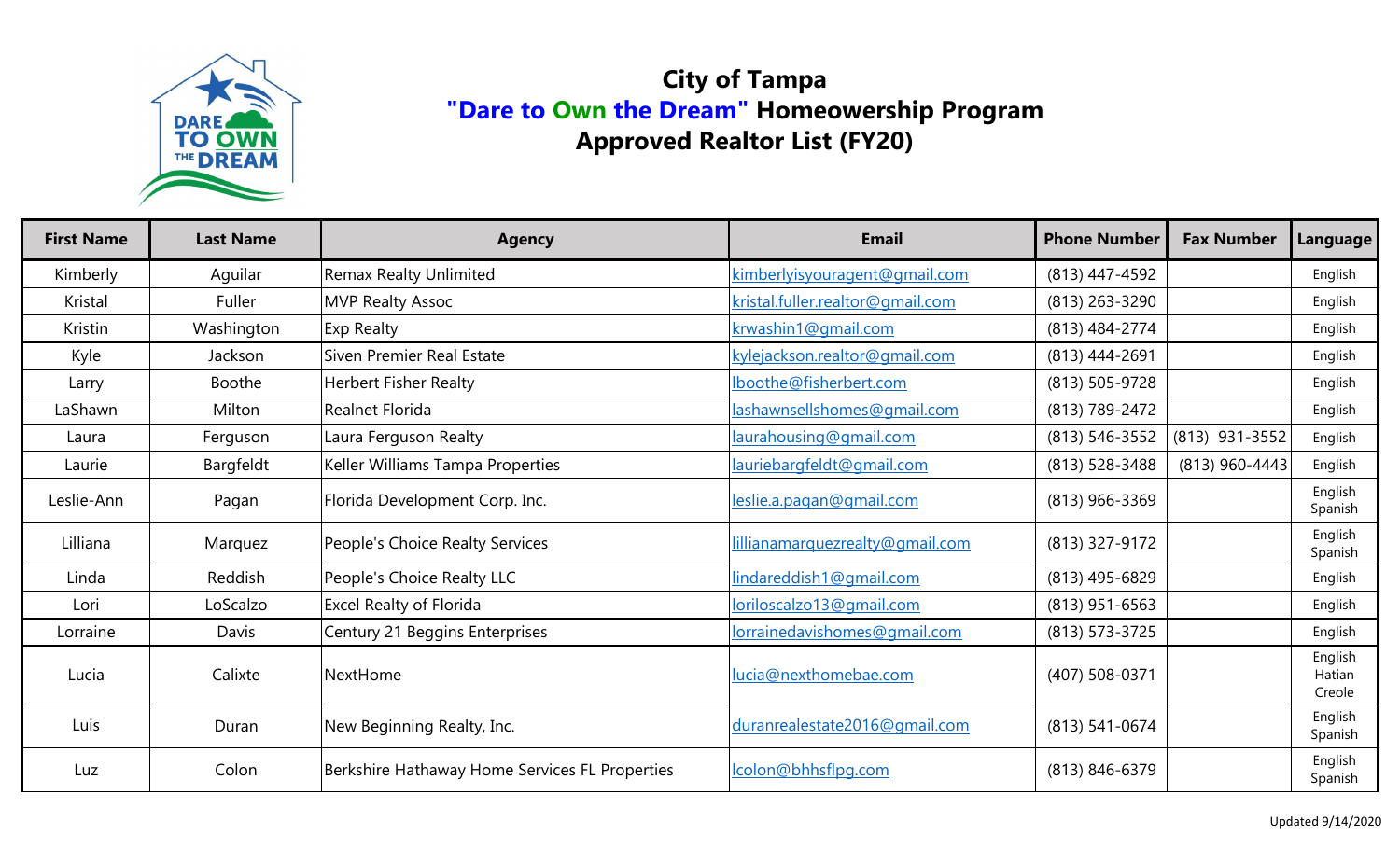# City of Tampa
## "Dare to Own the Dream" Homeowership Program
## Approved Realtor List (FY20)

| First Name | Last Name | Agency | Email | Phone Number | Fax Number | Language |
|---|---|---|---|---|---|---|
| Kimberly | Aguilar | Remax Realty Unlimited | kimberlyisyouragent@gmail.com | (813) 447-4592 | | English |
| Kristal | Fuller | MVP Realty Assoc | kristal.fuller.realtor@gmail.com | (813) 263-3290 | | English |
| Kristin | Washington | Exp Realty | krwashin1@gmail.com | (813) 484-2774 | | English |
| Kyle | Jackson | Siven Premier Real Estate | kylejackson.realtor@gmail.com | (813) 444-2691 | | English |
| Larry | Boothe | Herbert Fisher Realty | lboothe@fisherbert.com | (813) 505-9728 | | English |
| LaShawn | Milton | Realnet Florida | lashawnsellshomes@gmail.com | (813) 789-2472 | | English |
| Laura | Ferguson | Laura Ferguson Realty | laurahousing@gmail.com | (813) 546-3552 | (813) 931-3552 | English |
| Laurie | Bargfeldt | Keller Williams Tampa Properties | lauriebargfeldt@gmail.com | (813) 528-3488 | (813) 960-4443 | English |
| Leslie-Ann | Pagan | Florida Development Corp. Inc. | leslie.a.pagan@gmail.com | (813) 966-3369 | | English Spanish |
| Lilliana | Marquez | People's Choice Realty Services | lillianamarquezrealty@gmail.com | (813) 327-9172 | | English Spanish |
| Linda | Reddish | People's Choice Realty LLC | lindareddish1@gmail.com | (813) 495-6829 | | English |
| Lori | LoScalzo | Excel Realty of Florida | loriloscalzo13@gmail.com | (813) 951-6563 | | English |
| Lorraine | Davis | Century 21 Beggins Enterprises | lorrainedavishomes@gmail.com | (813) 573-3725 | | English |
| Lucia | Calixte | NextHome | lucia@nexthomebae.com | (407) 508-0371 | | English Hatian Creole |
| Luis | Duran | New Beginning Realty, Inc. | duranrealestate2016@gmail.com | (813) 541-0674 | | English Spanish |
| Luz | Colon | Berkshire Hathaway Home Services FL Properties | lcolon@bhhsflpg.com | (813) 846-6379 | | English Spanish |

Updated 9/14/2020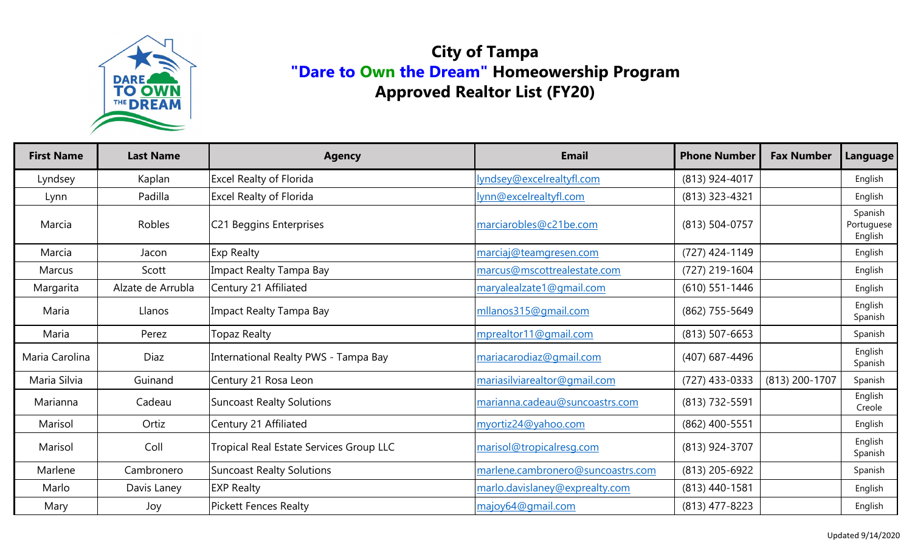# City of Tampa
# "Dare to Own the Dream" Homeowership Program
# Approved Realtor List (FY20)

| First Name | Last Name | Agency | Email | Phone Number | Fax Number | Language |
|---|---|---|---|---|---|---|
| Lyndsey | Kaplan | Excel Realty of Florida | lyndsey@excelrealtyfl.com | (813) 924-4017 | | English |
| Lynn | Padilla | Excel Realty of Florida | lynn@excelrealtyfl.com | (813) 323-4321 | | English |
| Marcia | Robles | C21 Beggins Enterprises | marciarobles@c21be.com | (813) 504-0757 | | Spanish Portuguese English |
| Marcia | Jacon | Exp Realty | marciaj@teamgresen.com | (727) 424-1149 | | English |
| Marcus | Scott | Impact Realty Tampa Bay | marcus@mscottrealestate.com | (727) 219-1604 | | English |
| Margarita | Alzate de Arrubla | Century 21 Affiliated | maryalealzate1@gmail.com | (610) 551-1446 | | English |
| Maria | Llanos | Impact Realty Tampa Bay | mllanos315@gmail.com | (862) 755-5649 | | English Spanish |
| Maria | Perez | Topaz Realty | mprealtor11@gmail.com | (813) 507-6653 | | Spanish |
| Maria Carolina | Diaz | International Realty PWS - Tampa Bay | mariacarodiaz@gmail.com | (407) 687-4496 | | English Spanish |
| Maria Silvia | Guinand | Century 21 Rosa Leon | mariasilviarealtor@gmail.com | (727) 433-0333 | (813) 200-1707 | Spanish |
| Marianna | Cadeau | Suncoast Realty Solutions | marianna.cadeau@suncoastrs.com | (813) 732-5591 | | English Creole |
| Marisol | Ortiz | Century 21 Affiliated | myortiz24@yahoo.com | (862) 400-5551 | | English |
| Marisol | Coll | Tropical Real Estate Services Group LLC | marisol@tropicalresg.com | (813) 924-3707 | | English Spanish |
| Marlene | Cambronero | Suncoast Realty Solutions | marlene.cambronero@suncoastrs.com | (813) 205-6922 | | Spanish |
| Marlo | Davis Laney | EXP Realty | marlo.davislaney@exprealty.com | (813) 440-1581 | | English |
| Mary | Joy | Pickett Fences Realty | majoy64@gmail.com | (813) 477-8223 | | English |

Updated 9/14/2020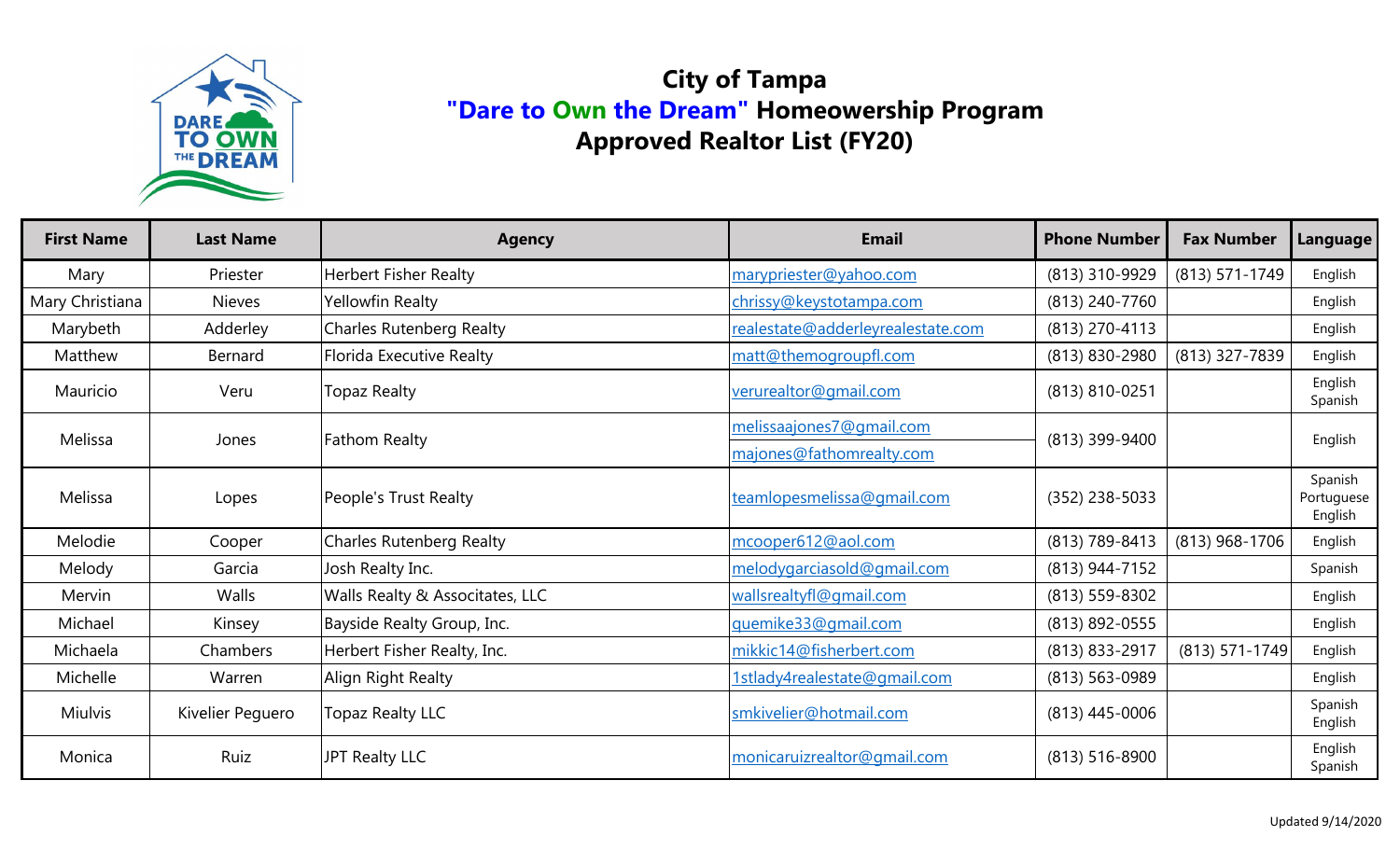# City of Tampa
## "Dare to Own the Dream" Homeownership Program
## Approved Realtor List (FY20)

| First Name | Last Name | Agency | Email | Phone Number | Fax Number | Language |
|---|---|---|---|---|---|---|
| Mary | Priester | Herbert Fisher Realty | marypriester@yahoo.com | (813) 310-9929 | (813) 571-1749 | English |
| Mary Christiana | Nieves | Yellowfin Realty | chrissy@keystotampa.com | (813) 240-7760 | | English |
| Marybeth | Adderley | Charles Rutenberg Realty | realestate@adderleyrealestate.com | (813) 270-4113 | | English |
| Matthew | Bernard | Florida Executive Realty | matt@themogroupfl.com | (813) 830-2980 | (813) 327-7839 | English |
| Mauricio | Veru | Topaz Realty | verurealtor@gmail.com | (813) 810-0251 | | English Spanish |
| Melissa | Jones | Fathom Realty | melissaajones7@gmail.com majones@fathomrealty.com | (813) 399-9400 | | English |
| Melissa | Lopes | People's Trust Realty | teamlopesmelissa@gmail.com | (352) 238-5033 | | Spanish Portuguese English |
| Melodie | Cooper | Charles Rutenberg Realty | mcooper612@aol.com | (813) 789-8413 | (813) 968-1706 | English |
| Melody | Garcia | Josh Realty Inc. | melodygarciasold@gmail.com | (813) 944-7152 | | Spanish |
| Mervin | Walls | Walls Realty & Associtates, LLC | wallsrealtyfl@gmail.com | (813) 559-8302 | | English |
| Michael | Kinsey | Bayside Realty Group, Inc. | quemike33@gmail.com | (813) 892-0555 | | English |
| Michaela | Chambers | Herbert Fisher Realty, Inc. | mikkic14@fisherbert.com | (813) 833-2917 | (813) 571-1749 | English |
| Michelle | Warren | Align Right Realty | 1stlady4realestate@gmail.com | (813) 563-0989 | | English |
| Miulvis | Kivelier Peguero | Topaz Realty LLC | smkivelier@hotmail.com | (813) 445-0006 | | Spanish English |
| Monica | Ruiz | JPT Realty LLC | monicaruizrealtor@gmail.com | (813) 516-8900 | | English Spanish |

Updated 9/14/2020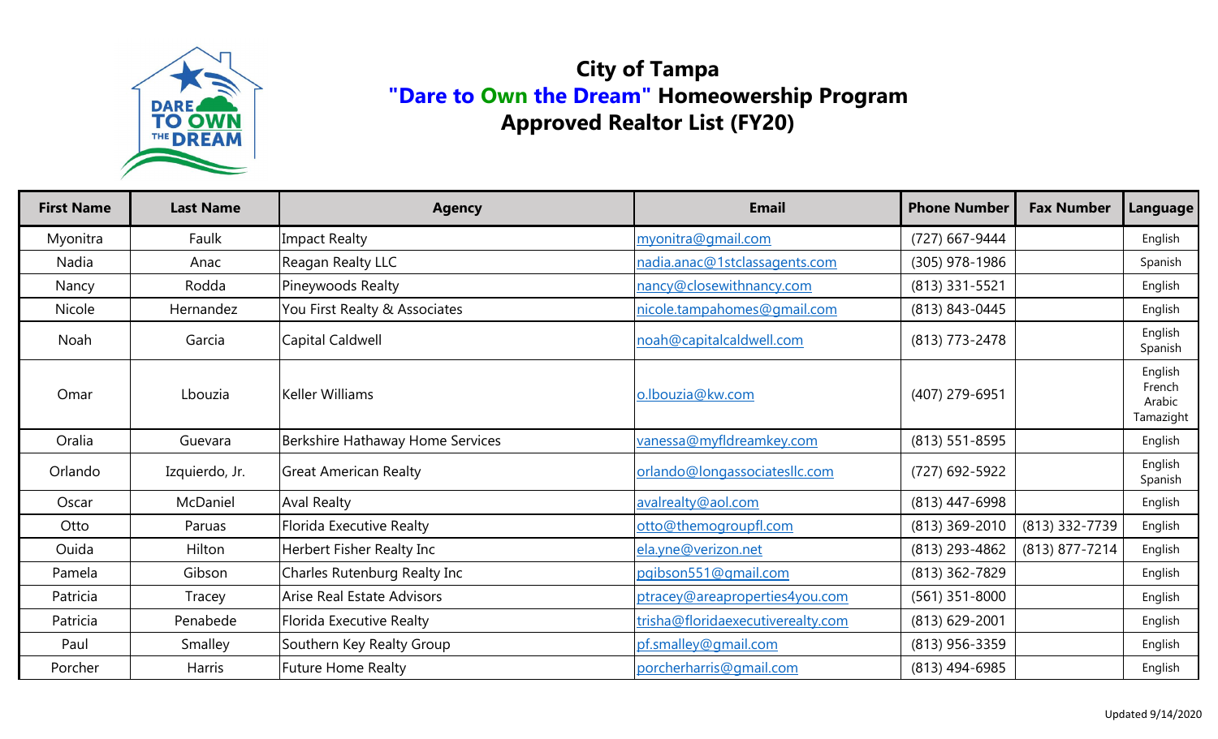# City of Tampa
## "Dare to Own the Dream" Homeowership Program
## Approved Realtor List (FY20)

| First Name | Last Name | Agency | Email | Phone Number | Fax Number | Language |
|---|---|---|---|---|---|---|
| Myonitra | Faulk | Impact Realty | myonitra@gmail.com | (727) 667-9444 | | English |
| Nadia | Anac | Reagan Realty LLC | nadia.anac@1stclassagents.com | (305) 978-1986 | | Spanish |
| Nancy | Rodda | Pineywoods Realty | nancy@closewithnancy.com | (813) 331-5521 | | English |
| Nicole | Hernandez | You First Realty & Associates | nicole.tampahomes@gmail.com | (813) 843-0445 | | English |
| Noah | Garcia | Capital Caldwell | noah@capitalcaldwell.com | (813) 773-2478 | | English Spanish |
| Omar | Lbouzia | Keller Williams | o.lbouzia@kw.com | (407) 279-6951 | | English French Arabic Tamazight |
| Oralia | Guevara | Berkshire Hathaway Home Services | vanessa@myfldreamkey.com | (813) 551-8595 | | English |
| Orlando | Izquierdo, Jr. | Great American Realty | orlando@longassociatesllc.com | (727) 692-5922 | | English Spanish |
| Oscar | McDaniel | Aval Realty | avalrealty@aol.com | (813) 447-6998 | | English |
| Otto | Paruas | Florida Executive Realty | otto@themogroupfl.com | (813) 369-2010 | (813) 332-7739 | English |
| Ouida | Hilton | Herbert Fisher Realty Inc | ela.yne@verizon.net | (813) 293-4862 | (813) 877-7214 | English |
| Pamela | Gibson | Charles Rutenburg Realty Inc | pgibson551@gmail.com | (813) 362-7829 | | English |
| Patricia | Tracey | Arise Real Estate Advisors | ptracey@areaproperties4you.com | (561) 351-8000 | | English |
| Patricia | Penabede | Florida Executive Realty | trisha@floridaexecutiverealty.com | (813) 629-2001 | | English |
| Paul | Smalley | Southern Key Realty Group | pf.smalley@gmail.com | (813) 956-3359 | | English |
| Porcher | Harris | Future Home Realty | porcherharris@gmail.com | (813) 494-6985 | | English |

Updated 9/14/2020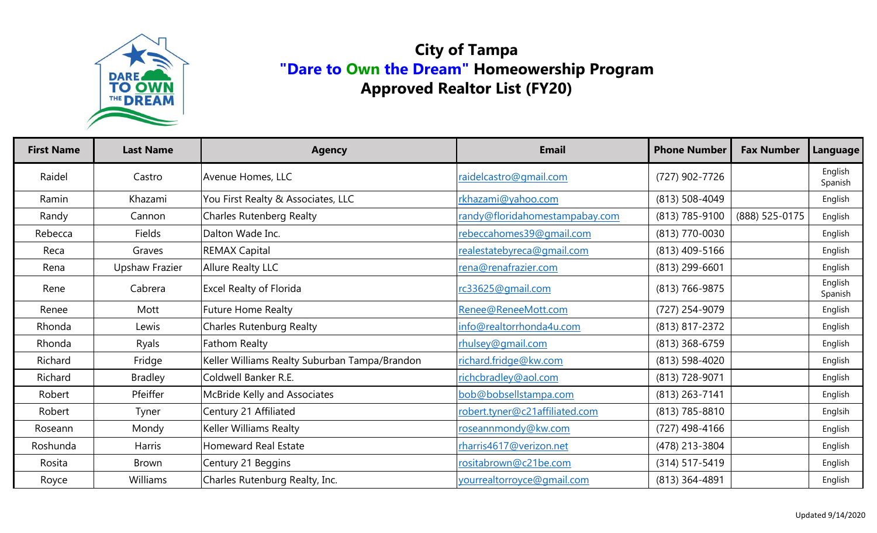# City of Tampa
## "Dare to Own the Dream" Homeowership Program
## Approved Realtor List (FY20)

| First Name | Last Name | Agency | Email | Phone Number | Fax Number | Language |
|---|---|---|---|---|---|---|
| Raidel | Castro | Avenue Homes, LLC | raidelcastro@gmail.com | (727) 902-7726 | | English Spanish |
| Ramin | Khazami | You First Realty & Associates, LLC | rkhazami@yahoo.com | (813) 508-4049 | | English |
| Randy | Cannon | Charles Rutenberg Realty | randy@floridahomestampabay.com | (813) 785-9100 | (888) 525-0175 | English |
| Rebecca | Fields | Dalton Wade Inc. | rebeccahomes39@gmail.com | (813) 770-0030 | | English |
| Reca | Graves | REMAX Capital | realestatebyreca@gmail.com | (813) 409-5166 | | English |
| Rena | Upshaw Frazier | Allure Realty LLC | rena@renafrazier.com | (813) 299-6601 | | English |
| Rene | Cabrera | Excel Realty of Florida | rc33625@gmail.com | (813) 766-9875 | | English Spanish |
| Renee | Mott | Future Home Realty | Renee@ReneeMott.com | (727) 254-9079 | | English |
| Rhonda | Lewis | Charles Rutenburg Realty | info@realtorrhonda4u.com | (813) 817-2372 | | English |
| Rhonda | Ryals | Fathom Realty | rhulsey@gmail.com | (813) 368-6759 | | English |
| Richard | Fridge | Keller Williams Realty Suburban Tampa/Brandon | richard.fridge@kw.com | (813) 598-4020 | | English |
| Richard | Bradley | Coldwell Banker R.E. | richcbradley@aol.com | (813) 728-9071 | | English |
| Robert | Pfeiffer | McBride Kelly and Associates | bob@bobsellstampa.com | (813) 263-7141 | | English |
| Robert | Tyner | Century 21 Affiliated | robert.tyner@c21affiliated.com | (813) 785-8810 | | Englsih |
| Roseann | Mondy | Keller Williams Realty | roseannmondy@kw.com | (727) 498-4166 | | English |
| Roshunda | Harris | Homeward Real Estate | rharris4617@verizon.net | (478) 213-3804 | | English |
| Rosita | Brown | Century 21 Beggins | rositabrown@c21be.com | (314) 517-5419 | | English |
| Royce | Williams | Charles Rutenburg Realty, Inc. | yourrealtorroyce@gmail.com | (813) 364-4891 | | English |

Updated 9/14/2020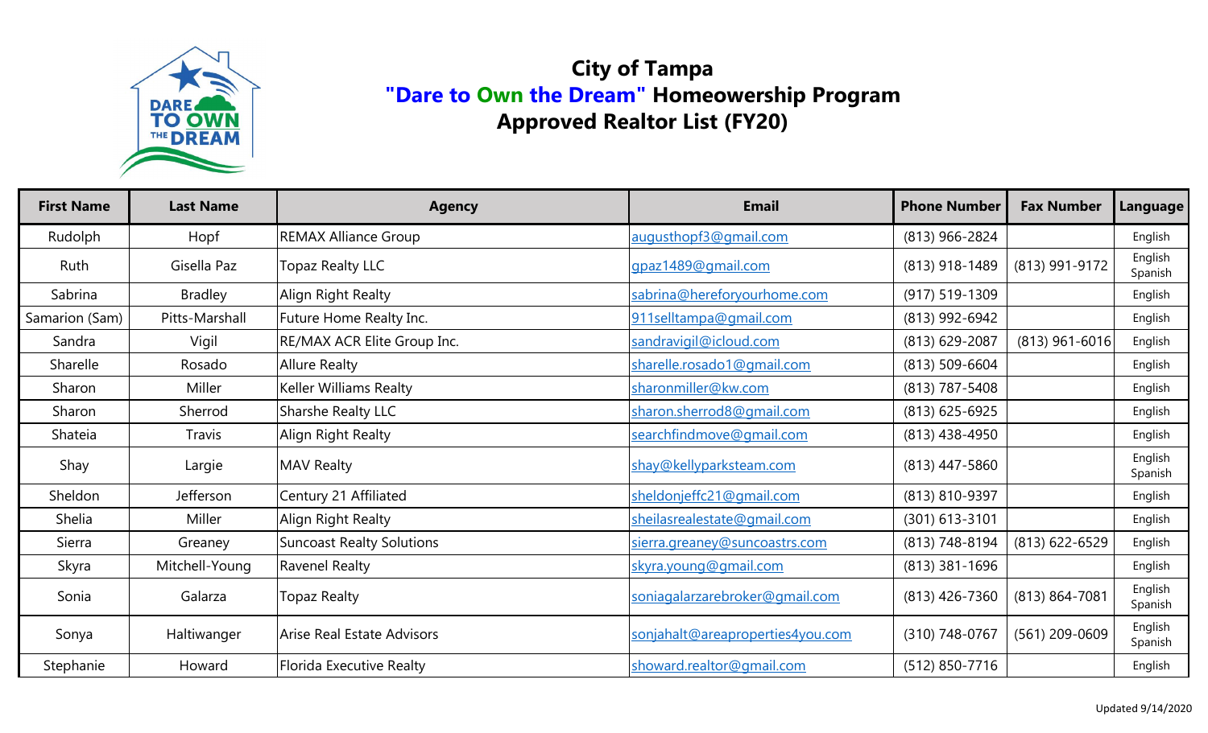# City of Tampa
# "Dare to Own the Dream" Homeowership Program
# Approved Realtor List (FY20)

| First Name | Last Name | Agency | Email | Phone Number | Fax Number | Language |
|---|---|---|---|---|---|---|
| Rudolph | Hopf | REMAX Alliance Group | augusthopf3@gmail.com | (813) 966-2824 | | English |
| Ruth | Gisella Paz | Topaz Realty LLC | gpaz1489@gmail.com | (813) 918-1489 | (813) 991-9172 | English Spanish |
| Sabrina | Bradley | Align Right Realty | sabrina@hereforyourhome.com | (917) 519-1309 | | English |
| Samarion (Sam) | Pitts-Marshall | Future Home Realty Inc. | 911selltampa@gmail.com | (813) 992-6942 | | English |
| Sandra | Vigil | RE/MAX ACR Elite Group Inc. | sandravigil@icloud.com | (813) 629-2087 | (813) 961-6016 | English |
| Sharelle | Rosado | Allure Realty | sharelle.rosado1@gmail.com | (813) 509-6604 | | English |
| Sharon | Miller | Keller Williams Realty | sharonmiller@kw.com | (813) 787-5408 | | English |
| Sharon | Sherrod | Sharshe Realty LLC | sharon.sherrod8@gmail.com | (813) 625-6925 | | English |
| Shateia | Travis | Align Right Realty | searchfindmove@gmail.com | (813) 438-4950 | | English |
| Shay | Largie | MAV Realty | shay@kellyparksteam.com | (813) 447-5860 | | English Spanish |
| Sheldon | Jefferson | Century 21 Affiliated | sheldonjeffc21@gmail.com | (813) 810-9397 | | English |
| Shelia | Miller | Align Right Realty | sheilasrealestate@gmail.com | (301) 613-3101 | | English |
| Sierra | Greaney | Suncoast Realty Solutions | sierra.greaney@suncoastrs.com | (813) 748-8194 | (813) 622-6529 | English |
| Skyra | Mitchell-Young | Ravenel Realty | skyra.young@gmail.com | (813) 381-1696 | | English |
| Sonia | Galarza | Topaz Realty | soniagalarzarebroker@gmail.com | (813) 426-7360 | (813) 864-7081 | English Spanish |
| Sonya | Haltiwanger | Arise Real Estate Advisors | sonjahalt@areaproperties4you.com | (310) 748-0767 | (561) 209-0609 | English Spanish |
| Stephanie | Howard | Florida Executive Realty | showard.realtor@gmail.com | (512) 850-7716 | | English |

Updated 9/14/2020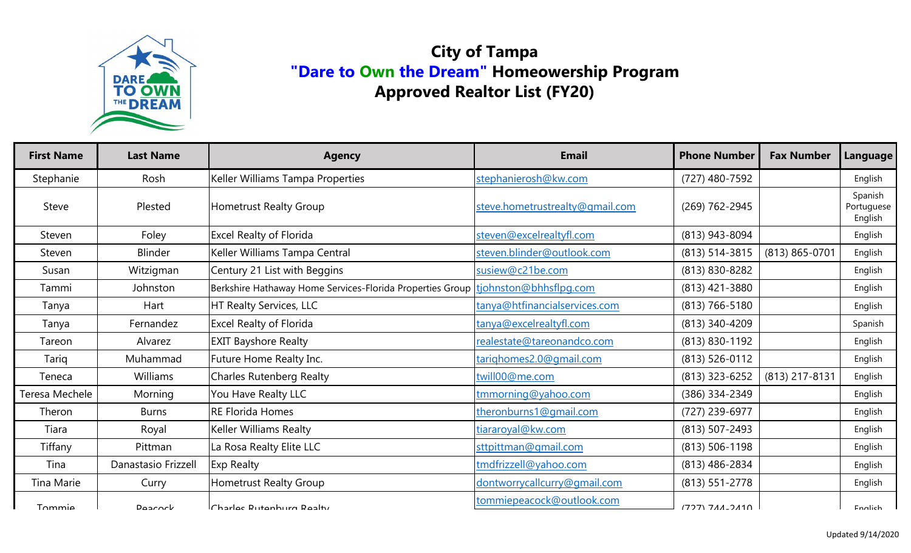# City of Tampa
## "Dare to Own the Dream" Homeowership Program
## Approved Realtor List (FY20)

| First Name | Last Name | Agency | Email | Phone Number | Fax Number | Language |
|---|---|---|---|---|---|---|
| Stephanie | Rosh | Keller Williams Tampa Properties | stephanierosh@kw.com | (727) 480-7592 | | English |
| Steve | Plested | Hometrust Realty Group | steve.hometrustrealty@gmail.com | (269) 762-2945 | | Spanish Portuguese English |
| Steven | Foley | Excel Realty of Florida | steven@excelrealtyfl.com | (813) 943-8094 | | English |
| Steven | Blinder | Keller Williams Tampa Central | steven.blinder@outlook.com | (813) 514-3815 | (813) 865-0701 | English |
| Susan | Witzigman | Century 21 List with Beggins | susiew@c21be.com | (813) 830-8282 | | English |
| Tammi | Johnston | Berkshire Hathaway Home Services-Florida Properties Group | tjohnston@bhhsflpg.com | (813) 421-3880 | | English |
| Tanya | Hart | HT Realty Services, LLC | tanya@htfinancialservices.com | (813) 766-5180 | | English |
| Tanya | Fernandez | Excel Realty of Florida | tanya@excelrealtyfl.com | (813) 340-4209 | | Spanish |
| Tareon | Alvarez | EXIT Bayshore Realty | realestate@tareonandco.com | (813) 830-1192 | | English |
| Tariq | Muhammad | Future Home Realty Inc. | tariqhomes2.0@gmail.com | (813) 526-0112 | | English |
| Teneca | Williams | Charles Rutenberg Realty | twill00@me.com | (813) 323-6252 | (813) 217-8131 | English |
| Teresa Mechele | Morning | You Have Realty LLC | tmmorning@yahoo.com | (386) 334-2349 | | English |
| Theron | Burns | RE Florida Homes | theronburns1@gmail.com | (727) 239-6977 | | English |
| Tiara | Royal | Keller Williams Realty | tiararoyal@kw.com | (813) 507-2493 | | English |
| Tiffany | Pittman | La Rosa Realty Elite LLC | sttpittman@gmail.com | (813) 506-1198 | | English |
| Tina | Danastasio Frizzell | Exp Realty | tmdfrizzell@yahoo.com | (813) 486-2834 | | English |
| Tina Marie | Curry | Hometrust Realty Group | dontworrycallcurry@gmail.com | (813) 551-2778 | | English |
| Tommie | Peacock | Charles Rutenburg Realty | tommiepeacock@outlook.com | (727) 744-2410 | | English |

Updated 9/14/2020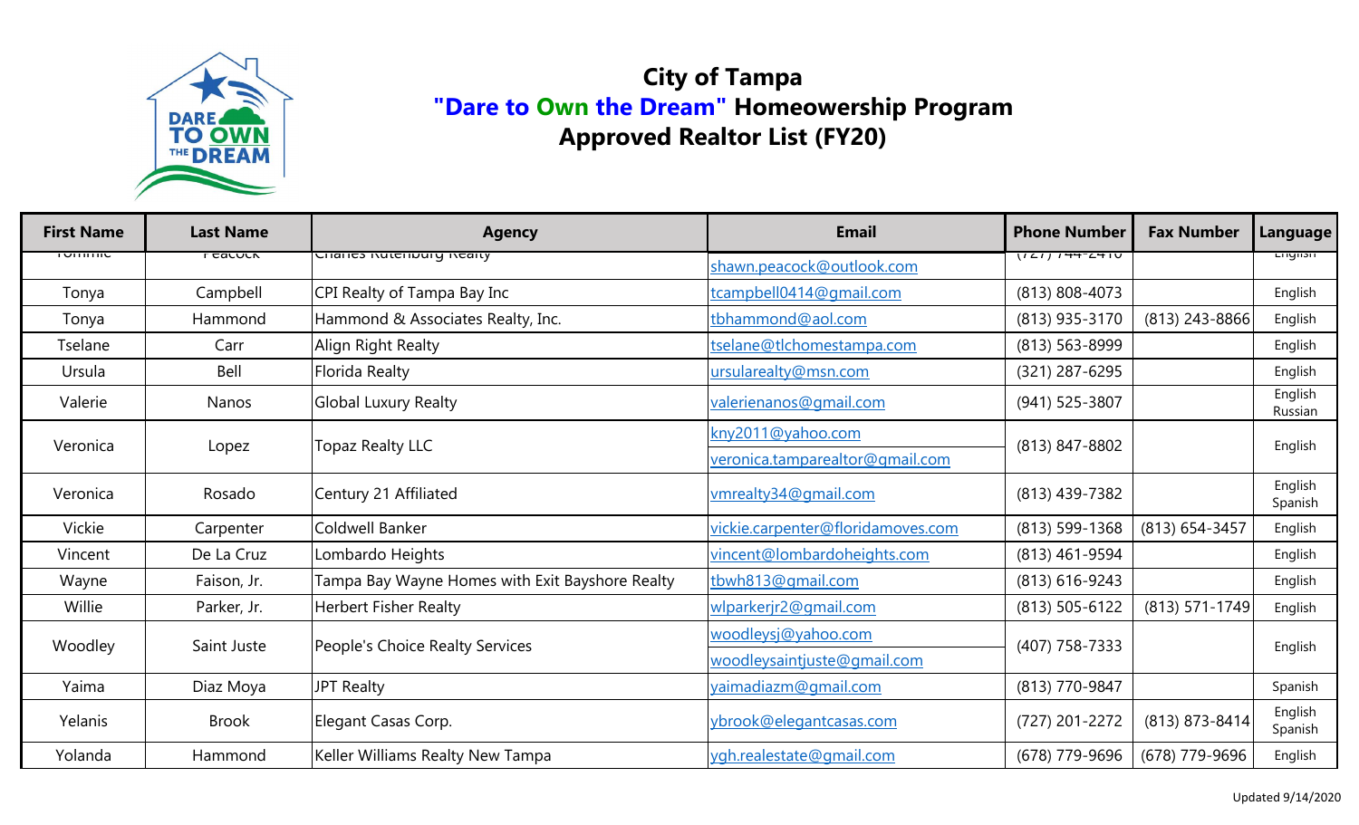# City of Tampa
## "Dare to Own the Dream" Homeowership Program
## Approved Realtor List (FY20)

| First Name | Last Name | Agency | Email | Phone Number | Fax Number | Language |
|---|---|---|---|---|---|---|
| Tommie | Peacock | Charles Rutenburg Realty | shawn.peacock@outlook.com | (727) 744-2410 | | English |
| Tonya | Campbell | CPI Realty of Tampa Bay Inc | tcampbell0414@gmail.com | (813) 808-4073 | | English |
| Tonya | Hammond | Hammond & Associates Realty, Inc. | tbhammond@aol.com | (813) 935-3170 | (813) 243-8866 | English |
| Tselane | Carr | Align Right Realty | tselane@tlchomestampa.com | (813) 563-8999 | | English |
| Ursula | Bell | Florida Realty | ursularealty@msn.com | (321) 287-6295 | | English |
| Valerie | Nanos | Global Luxury Realty | valerienanos@gmail.com | (941) 525-3807 | | English Russian |
| Veronica | Lopez | Topaz Realty LLC | kny2011@yahoo.com veronica.tamparealtor@gmail.com | (813) 847-8802 | | English |
| Veronica | Rosado | Century 21 Affiliated | vmrealty34@gmail.com | (813) 439-7382 | | English Spanish |
| Vickie | Carpenter | Coldwell Banker | vickie.carpenter@floridamoves.com | (813) 599-1368 | (813) 654-3457 | English |
| Vincent | De La Cruz | Lombardo Heights | vincent@lombardoheights.com | (813) 461-9594 | | English |
| Wayne | Faison, Jr. | Tampa Bay Wayne Homes with Exit Bayshore Realty | tbwh813@gmail.com | (813) 616-9243 | | English |
| Willie | Parker, Jr. | Herbert Fisher Realty | wlparkerjr2@gmail.com | (813) 505-6122 | (813) 571-1749 | English |
| Woodley | Saint Juste | People's Choice Realty Services | woodleysj@yahoo.com woodleysaintjuste@gmail.com | (407) 758-7333 | | English |
| Yaima | Diaz Moya | JPT Realty | yaimadiazm@gmail.com | (813) 770-9847 | | Spanish |
| Yelanis | Brook | Elegant Casas Corp. | ybrook@elegantcasas.com | (727) 201-2272 | (813) 873-8414 | English Spanish |
| Yolanda | Hammond | Keller Williams Realty New Tampa | ygh.realestate@gmail.com | (678) 779-9696 | (678) 779-9696 | English |

Updated 9/14/2020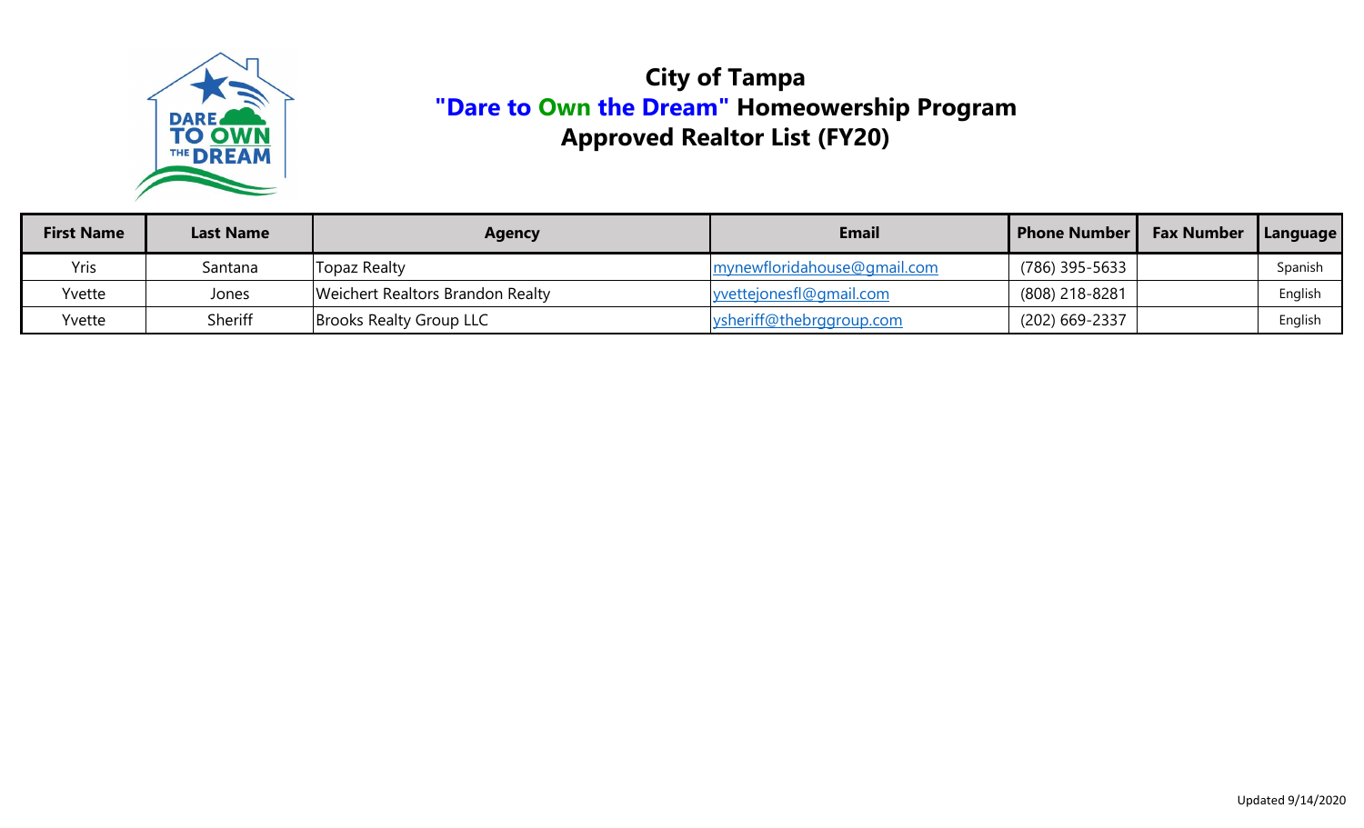# City of Tampa
## "Dare to Own the Dream" Homeowership Program
## Approved Realtor List (FY20)

| First Name | Last Name | Agency | Email | Phone Number | Fax Number | Language |
|---|---|---|---|---|---|---|
| Yris | Santana | Topaz Realty | mynewfloridahouse@gmail.com | (786) 395-5633 | | Spanish |
| Yvette | Jones | Weichert Realtors Brandon Realty | yvettejonesfl@gmail.com | (808) 218-8281 | | English |
| Yvette | Sheriff | Brooks Realty Group LLC | ysheriff@thebrggroup.com | (202) 669-2337 | | English |

Updated 9/14/2020